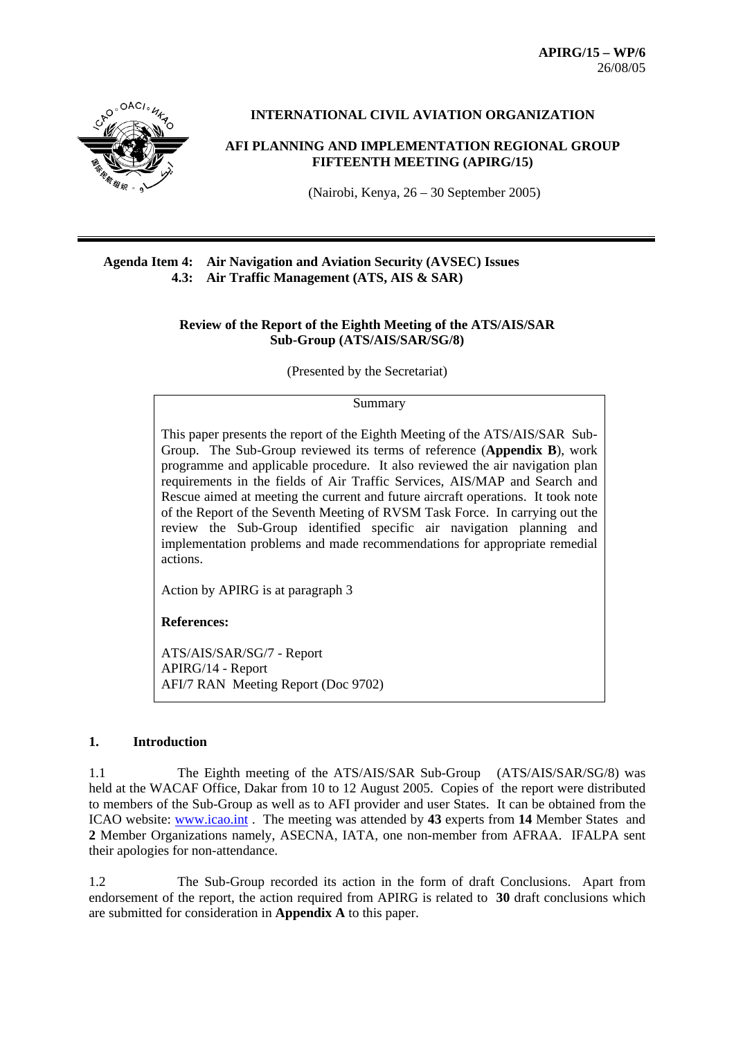**APIRG/15 – WP/6**
26/08/05

**INTERNATIONAL CIVIL AVIATION ORGANIZATION**

**AFI PLANNING AND IMPLEMENTATION REGIONAL GROUP FIFTEENTH MEETING (APIRG/15)**

(Nairobi, Kenya, 26 – 30 September 2005)

---

**Agenda Item 4: Air Navigation and Aviation Security (AVSEC) Issues**
**4.3: Air Traffic Management (ATS, AIS & SAR)**

**Review of the Report of the Eighth Meeting of the ATS/AIS/SAR Sub-Group (ATS/AIS/SAR/SG/8)**

(Presented by the Secretariat)

| Summary |
|---|
| This paper presents the report of the Eighth Meeting of the ATS/AIS/SAR Sub-Group. The Sub-Group reviewed its terms of reference (**Appendix B**), work programme and applicable procedure. It also reviewed the air navigation plan requirements in the fields of Air Traffic Services, AIS/MAP and Search and Rescue aimed at meeting the current and future aircraft operations. It took note of the Report of the Seventh Meeting of RVSM Task Force. In carrying out the review the Sub-Group identified specific air navigation planning and implementation problems and made recommendations for appropriate remedial actions. |
| Action by APIRG is at paragraph 3 |
| **References:** |
| ATS/AIS/SAR/SG/7 - Report<br>APIRG/14 - Report<br>AFI/7 RAN Meeting Report (Doc 9702) |

## 1. Introduction

1.1 The Eighth meeting of the ATS/AIS/SAR Sub-Group (ATS/AIS/SAR/SG/8) was held at the WACAF Office, Dakar from 10 to 12 August 2005. Copies of the report were distributed to members of the Sub-Group as well as to AFI provider and user States. It can be obtained from the ICAO website: www.icao.int . The meeting was attended by **43** experts from **14** Member States and **2** Member Organizations namely, ASECNA, IATA, one non-member from AFRAA. IFALPA sent their apologies for non-attendance.

1.2 The Sub-Group recorded its action in the form of draft Conclusions. Apart from endorsement of the report, the action required from APIRG is related to **30** draft conclusions which are submitted for consideration in **Appendix A** to this paper.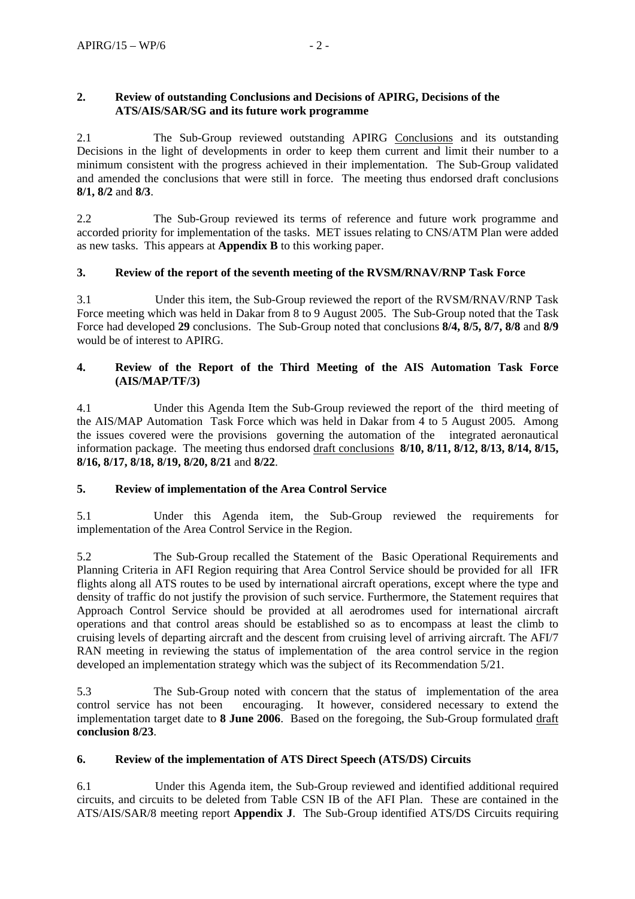## 2. Review of outstanding Conclusions and Decisions of APIRG, Decisions of the ATS/AIS/SAR/SG and its future work programme

2.1 The Sub-Group reviewed outstanding APIRG Conclusions and its outstanding Decisions in the light of developments in order to keep them current and limit their number to a minimum consistent with the progress achieved in their implementation. The Sub-Group validated and amended the conclusions that were still in force. The meeting thus endorsed draft conclusions **8/1, 8/2** and **8/3**.

2.2 The Sub-Group reviewed its terms of reference and future work programme and accorded priority for implementation of the tasks. MET issues relating to CNS/ATM Plan were added as new tasks. This appears at **Appendix B** to this working paper.

## 3. Review of the report of the seventh meeting of the RVSM/RNAV/RNP Task Force

3.1 Under this item, the Sub-Group reviewed the report of the RVSM/RNAV/RNP Task Force meeting which was held in Dakar from 8 to 9 August 2005. The Sub-Group noted that the Task Force had developed **29** conclusions. The Sub-Group noted that conclusions **8/4, 8/5, 8/7, 8/8** and **8/9** would be of interest to APIRG.

## 4. Review of the Report of the Third Meeting of the AIS Automation Task Force (AIS/MAP/TF/3)

4.1 Under this Agenda Item the Sub-Group reviewed the report of the third meeting of the AIS/MAP Automation Task Force which was held in Dakar from 4 to 5 August 2005. Among the issues covered were the provisions governing the automation of the integrated aeronautical information package. The meeting thus endorsed draft conclusions **8/10, 8/11, 8/12, 8/13, 8/14, 8/15, 8/16, 8/17, 8/18, 8/19, 8/20, 8/21** and **8/22**.

## 5. Review of implementation of the Area Control Service

5.1 Under this Agenda item, the Sub-Group reviewed the requirements for implementation of the Area Control Service in the Region.

5.2 The Sub-Group recalled the Statement of the Basic Operational Requirements and Planning Criteria in AFI Region requiring that Area Control Service should be provided for all IFR flights along all ATS routes to be used by international aircraft operations, except where the type and density of traffic do not justify the provision of such service. Furthermore, the Statement requires that Approach Control Service should be provided at all aerodromes used for international aircraft operations and that control areas should be established so as to encompass at least the climb to cruising levels of departing aircraft and the descent from cruising level of arriving aircraft. The AFI/7 RAN meeting in reviewing the status of implementation of the area control service in the region developed an implementation strategy which was the subject of its Recommendation 5/21.

5.3 The Sub-Group noted with concern that the status of implementation of the area control service has not been encouraging. It however, considered necessary to extend the implementation target date to **8 June 2006**. Based on the foregoing, the Sub-Group formulated draft **conclusion 8/23**.

## 6. Review of the implementation of ATS Direct Speech (ATS/DS) Circuits

6.1 Under this Agenda item, the Sub-Group reviewed and identified additional required circuits, and circuits to be deleted from Table CSN IB of the AFI Plan. These are contained in the ATS/AIS/SAR/8 meeting report **Appendix J**. The Sub-Group identified ATS/DS Circuits requiring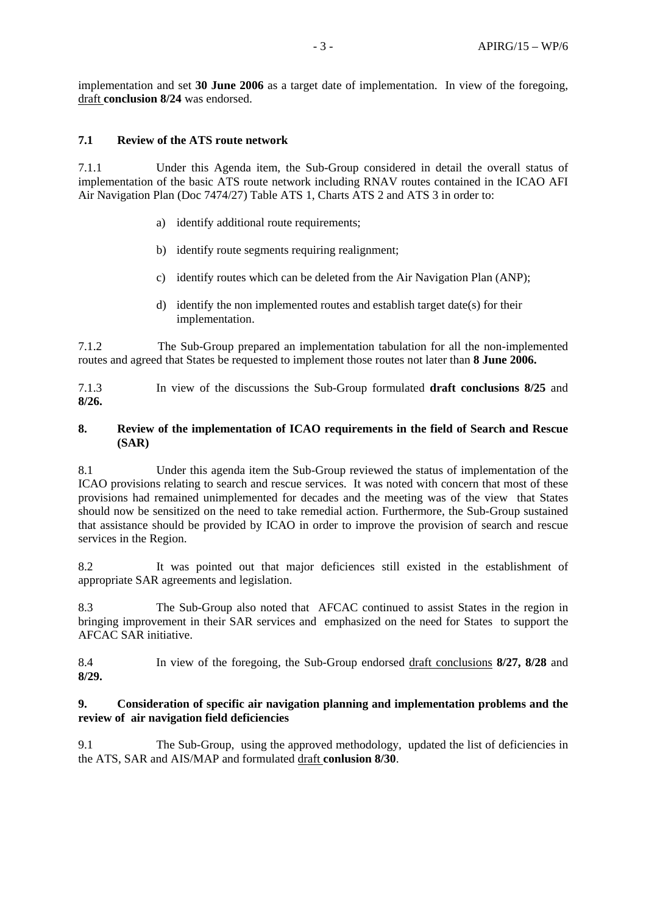implementation and set **30 June 2006** as a target date of implementation. In view of the foregoing, draft **conclusion 8/24** was endorsed.

### 7.1 Review of the ATS route network

7.1.1 Under this Agenda item, the Sub-Group considered in detail the overall status of implementation of the basic ATS route network including RNAV routes contained in the ICAO AFI Air Navigation Plan (Doc 7474/27) Table ATS 1, Charts ATS 2 and ATS 3 in order to:

a) identify additional route requirements;

b) identify route segments requiring realignment;

c) identify routes which can be deleted from the Air Navigation Plan (ANP);

d) identify the non implemented routes and establish target date(s) for their implementation.

7.1.2 The Sub-Group prepared an implementation tabulation for all the non-implemented routes and agreed that States be requested to implement those routes not later than **8 June 2006.**

7.1.3 In view of the discussions the Sub-Group formulated **draft conclusions 8/25** and **8/26.**

## 8. Review of the implementation of ICAO requirements in the field of Search and Rescue (SAR)

8.1 Under this agenda item the Sub-Group reviewed the status of implementation of the ICAO provisions relating to search and rescue services. It was noted with concern that most of these provisions had remained unimplemented for decades and the meeting was of the view that States should now be sensitized on the need to take remedial action. Furthermore, the Sub-Group sustained that assistance should be provided by ICAO in order to improve the provision of search and rescue services in the Region.

8.2 It was pointed out that major deficiences still existed in the establishment of appropriate SAR agreements and legislation.

8.3 The Sub-Group also noted that AFCAC continued to assist States in the region in bringing improvement in their SAR services and emphasized on the need for States to support the AFCAC SAR initiative.

8.4 In view of the foregoing, the Sub-Group endorsed draft conclusions **8/27, 8/28** and **8/29.**

## 9. Consideration of specific air navigation planning and implementation problems and the review of air navigation field deficiencies

9.1 The Sub-Group, using the approved methodology, updated the list of deficiencies in the ATS, SAR and AIS/MAP and formulated draft **conlusion 8/30**.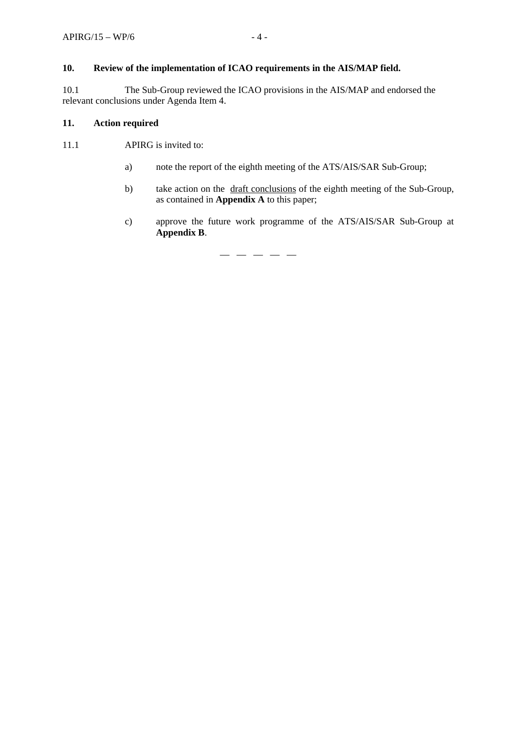**10. Review of the implementation of ICAO requirements in the AIS/MAP field.**

10.1 The Sub-Group reviewed the ICAO provisions in the AIS/MAP and endorsed the relevant conclusions under Agenda Item 4.

**11. Action required**

11.1 APIRG is invited to:

a) note the report of the eighth meeting of the ATS/AIS/SAR Sub-Group;

b) take action on the draft conclusions of the eighth meeting of the Sub-Group, as contained in **Appendix A** to this paper;

c) approve the future work programme of the ATS/AIS/SAR Sub-Group at **Appendix B**.

— — — — —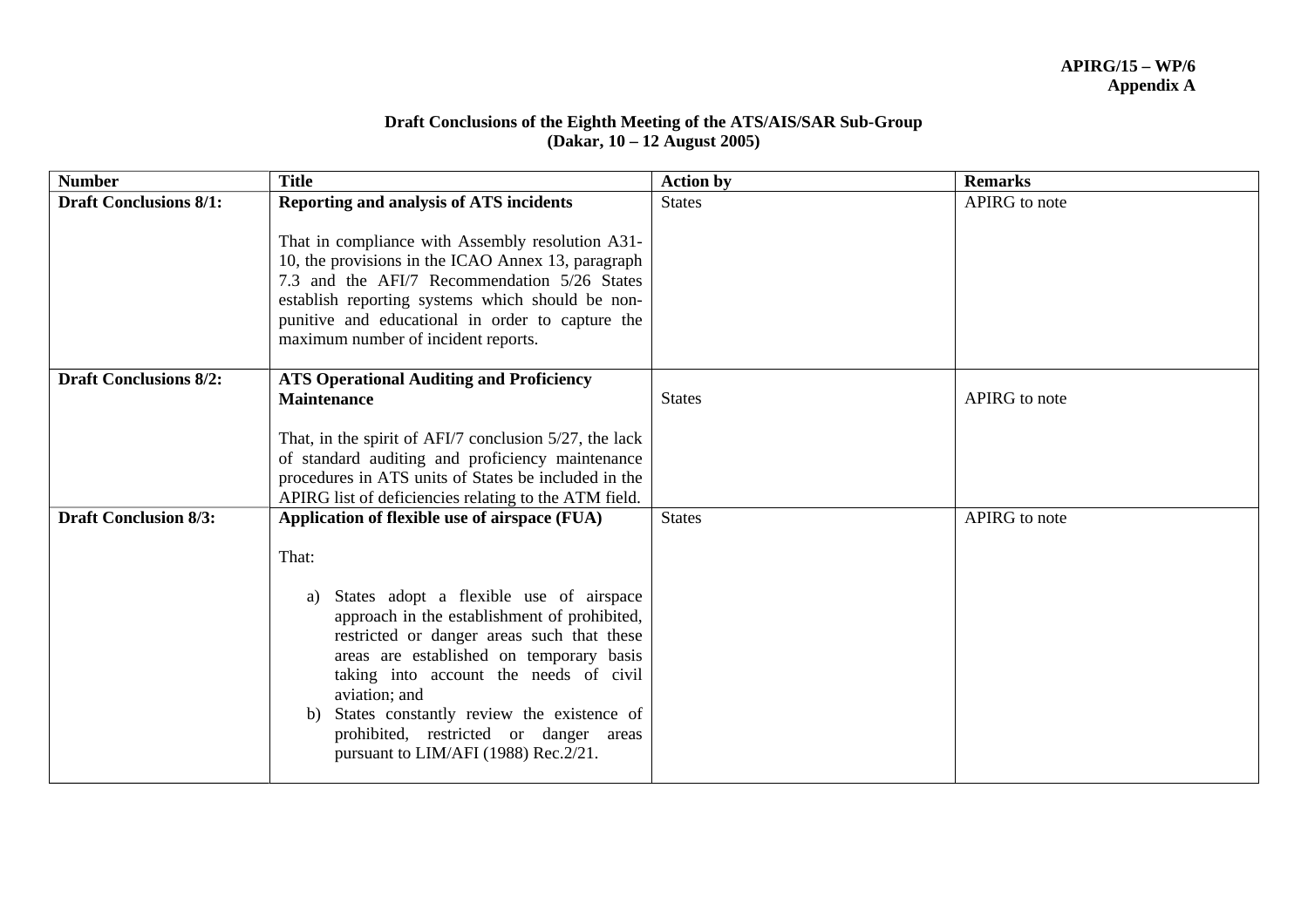**APIRG/15 – WP/6**
**Appendix A**

**Draft Conclusions of the Eighth Meeting of the ATS/AIS/SAR Sub-Group**
**(Dakar, 10 – 12 August 2005)**

| Number | Title | Action by | Remarks |
|---|---|---|---|
| **Draft Conclusions 8/1:** | **Reporting and analysis of ATS incidents**<br><br>That in compliance with Assembly resolution A31-10, the provisions in the ICAO Annex 13, paragraph 7.3 and the AFI/7 Recommendation 5/26 States establish reporting systems which should be non-punitive and educational in order to capture the maximum number of incident reports. | States | APIRG to note |
| **Draft Conclusions 8/2:** | **ATS Operational Auditing and Proficiency Maintenance**<br><br>That, in the spirit of AFI/7 conclusion 5/27, the lack of standard auditing and proficiency maintenance procedures in ATS units of States be included in the APIRG list of deficiencies relating to the ATM field. | States | APIRG to note |
| **Draft Conclusion 8/3:** | **Application of flexible use of airspace (FUA)**<br><br>That:<br><br>a) States adopt a flexible use of airspace approach in the establishment of prohibited, restricted or danger areas such that these areas are established on temporary basis taking into account the needs of civil aviation; and<br>b) States constantly review the existence of prohibited, restricted or danger areas pursuant to LIM/AFI (1988) Rec.2/21. | States | APIRG to note |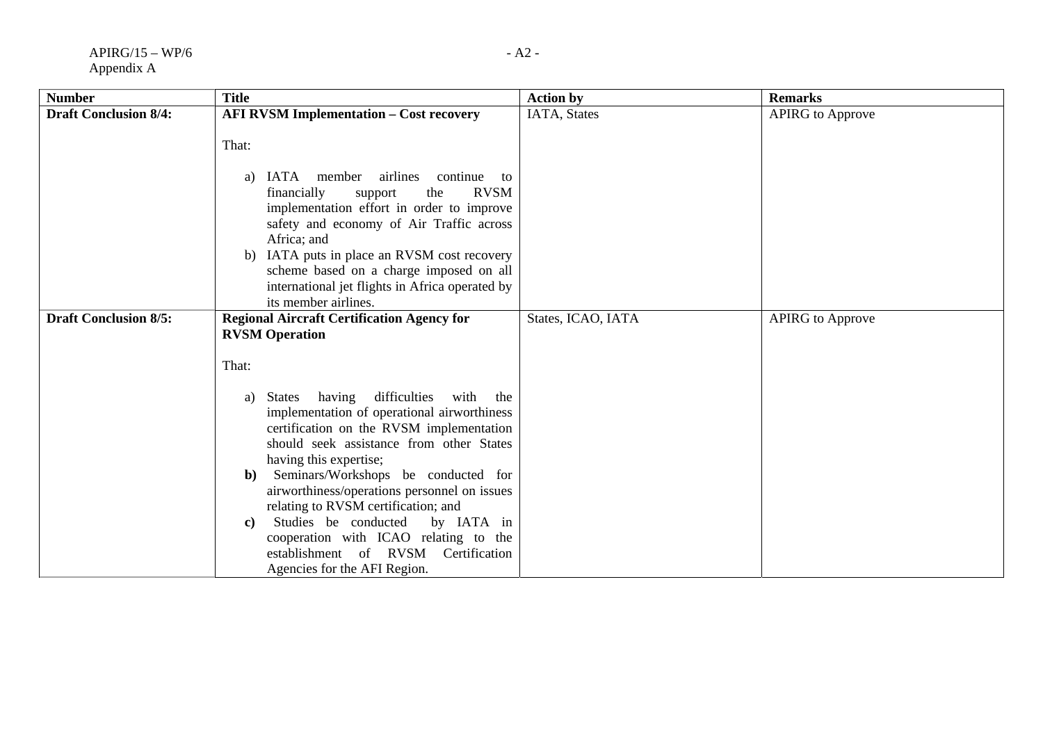| Number | Title | Action by | Remarks |
|---|---|---|---|
| **Draft Conclusion 8/4:** | **AFI RVSM Implementation – Cost recovery**<br><br>That:<br><br>a) IATA member airlines continue to financially support the RVSM implementation effort in order to improve safety and economy of Air Traffic across Africa; and<br>b) IATA puts in place an RVSM cost recovery scheme based on a charge imposed on all international jet flights in Africa operated by its member airlines. | IATA, States | APIRG to Approve |
| **Draft Conclusion 8/5:** | **Regional Aircraft Certification Agency for RVSM Operation**<br><br>That:<br><br>a) States having difficulties with the implementation of operational airworthiness certification on the RVSM implementation should seek assistance from other States having this expertise;<br>**b)** Seminars/Workshops be conducted for airworthiness/operations personnel on issues relating to RVSM certification; and<br>**c)** Studies be conducted by IATA in cooperation with ICAO relating to the establishment of RVSM Certification Agencies for the AFI Region. | States, ICAO, IATA | APIRG to Approve |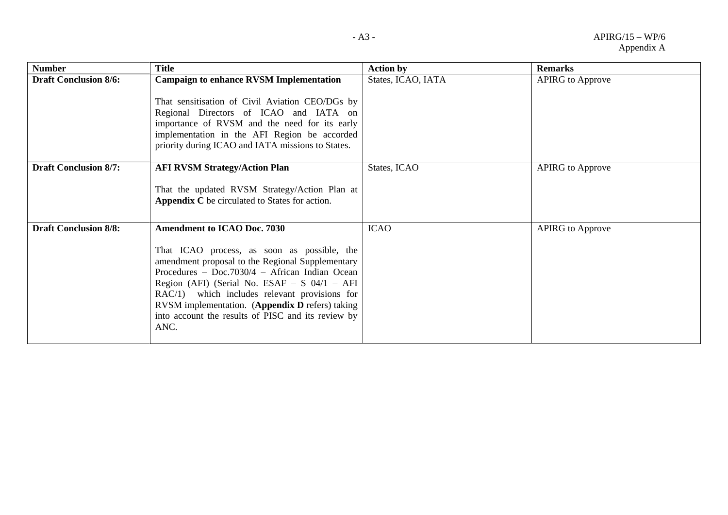| Number | Title | Action by | Remarks |
|---|---|---|---|
| **Draft Conclusion 8/6:** | **Campaign to enhance RVSM Implementation**<br><br>That sensitisation of Civil Aviation CEO/DGs by Regional Directors of ICAO and IATA on importance of RVSM and the need for its early implementation in the AFI Region be accorded priority during ICAO and IATA missions to States. | States, ICAO, IATA | APIRG to Approve |
| **Draft Conclusion 8/7:** | **AFI RVSM Strategy/Action Plan**<br><br>That the updated RVSM Strategy/Action Plan at **Appendix C** be circulated to States for action. | States, ICAO | APIRG to Approve |
| **Draft Conclusion 8/8:** | **Amendment to ICAO Doc. 7030**<br><br>That ICAO process, as soon as possible, the amendment proposal to the Regional Supplementary Procedures – Doc.7030/4 – African Indian Ocean Region (AFI) (Serial No. ESAF – S 04/1 – AFI RAC/1) which includes relevant provisions for RVSM implementation. (**Appendix D** refers) taking into account the results of PISC and its review by ANC. | ICAO | APIRG to Approve |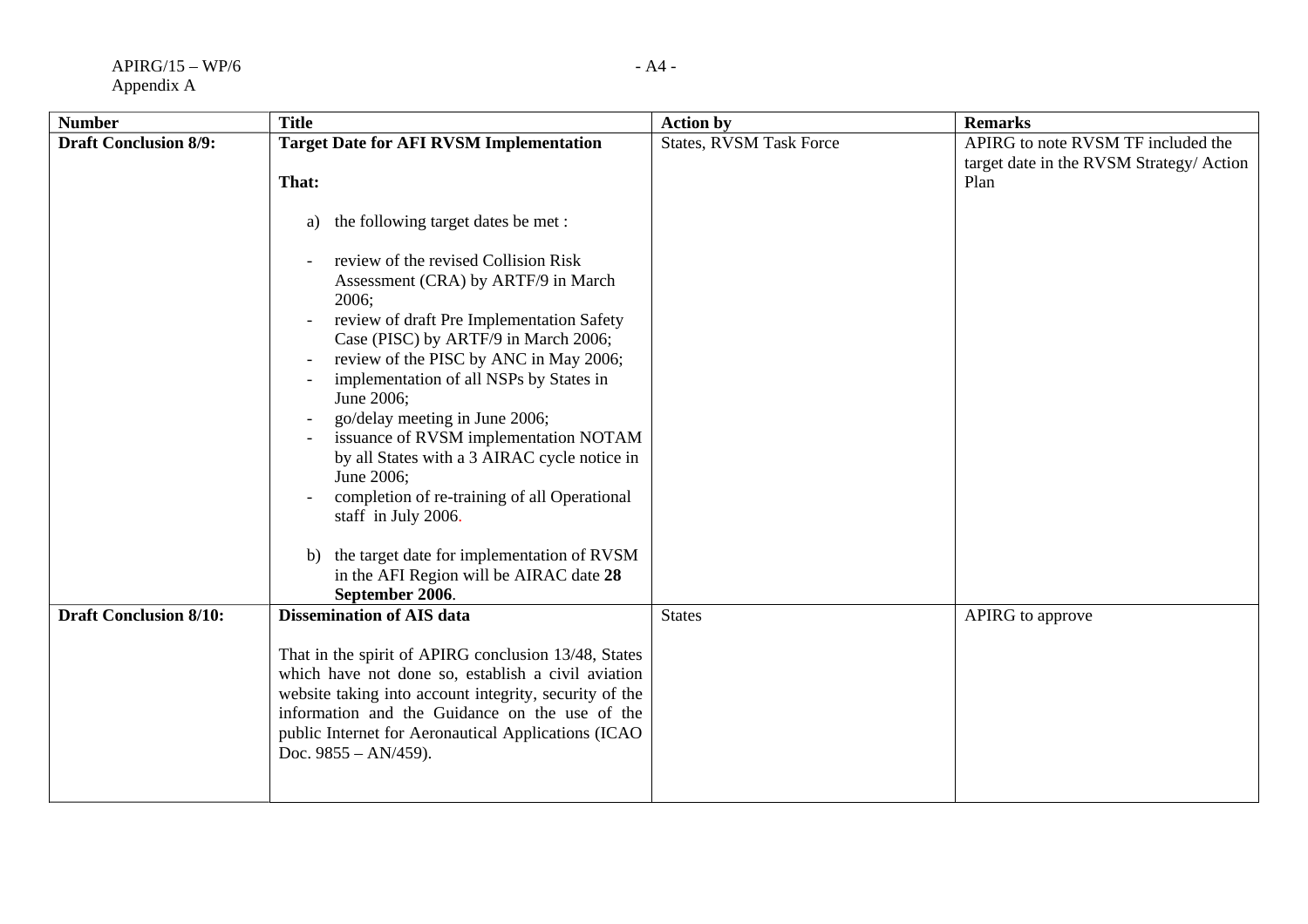| Number | Title | Action by | Remarks |
|---|---|---|---|
| **Draft Conclusion 8/9:** | **Target Date for AFI RVSM Implementation**<br><br>**That:**<br><br>a) the following target dates be met :<br><br>- review of the revised Collision Risk Assessment (CRA) by ARTF/9 in March 2006;<br>- review of draft Pre Implementation Safety Case (PISC) by ARTF/9 in March 2006;<br>- review of the PISC by ANC in May 2006;<br>- implementation of all NSPs by States in June 2006;<br>- go/delay meeting in June 2006;<br>- issuance of RVSM implementation NOTAM by all States with a 3 AIRAC cycle notice in June 2006;<br>- completion of re-training of all Operational staff in July 2006.<br><br>b) the target date for implementation of RVSM in the AFI Region will be AIRAC date **28 September 2006**. | States, RVSM Task Force | APIRG to note RVSM TF included the target date in the RVSM Strategy/ Action Plan |
| **Draft Conclusion 8/10:** | **Dissemination of AIS data**<br><br>That in the spirit of APIRG conclusion 13/48, States which have not done so, establish a civil aviation website taking into account integrity, security of the information and the Guidance on the use of the public Internet for Aeronautical Applications (ICAO Doc. 9855 – AN/459). | States | APIRG to approve |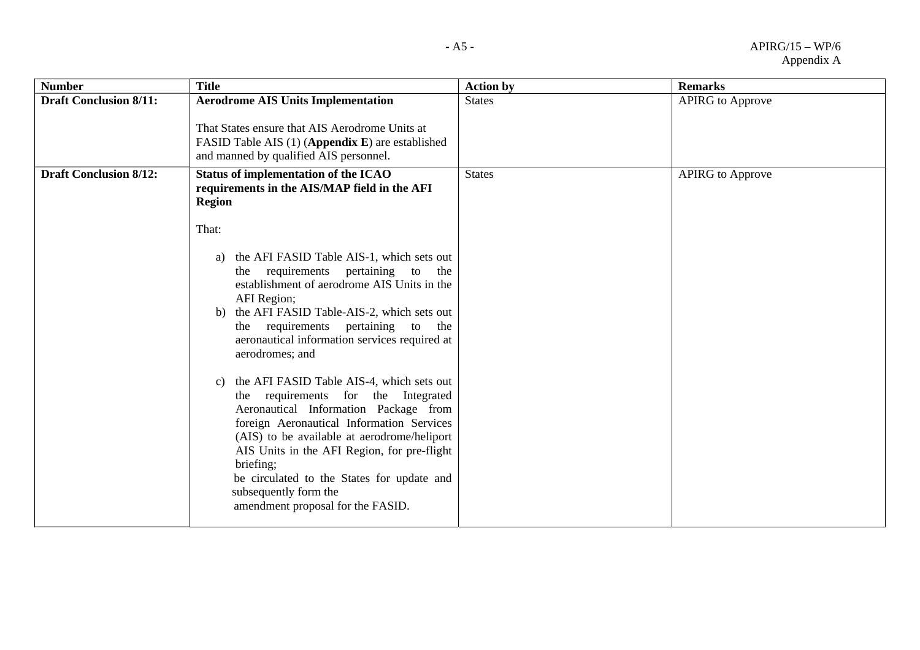| Number | Title | Action by | Remarks |
|---|---|---|---|
| **Draft Conclusion 8/11:** | **Aerodrome AIS Units Implementation**<br><br>That States ensure that AIS Aerodrome Units at FASID Table AIS (1) (**Appendix E**) are established and manned by qualified AIS personnel. | States | APIRG to Approve |
| **Draft Conclusion 8/12:** | **Status of implementation of the ICAO requirements in the AIS/MAP field in the AFI Region**<br><br>That:<br><br>a) the AFI FASID Table AIS-1, which sets out the requirements pertaining to the establishment of aerodrome AIS Units in the AFI Region;<br>b) the AFI FASID Table-AIS-2, which sets out the requirements pertaining to the aeronautical information services required at aerodromes; and<br><br>c) the AFI FASID Table AIS-4, which sets out the requirements for the Integrated Aeronautical Information Package from foreign Aeronautical Information Services (AIS) to be available at aerodrome/heliport AIS Units in the AFI Region, for pre-flight briefing;<br>be circulated to the States for update and subsequently form the amendment proposal for the FASID. | States | APIRG to Approve |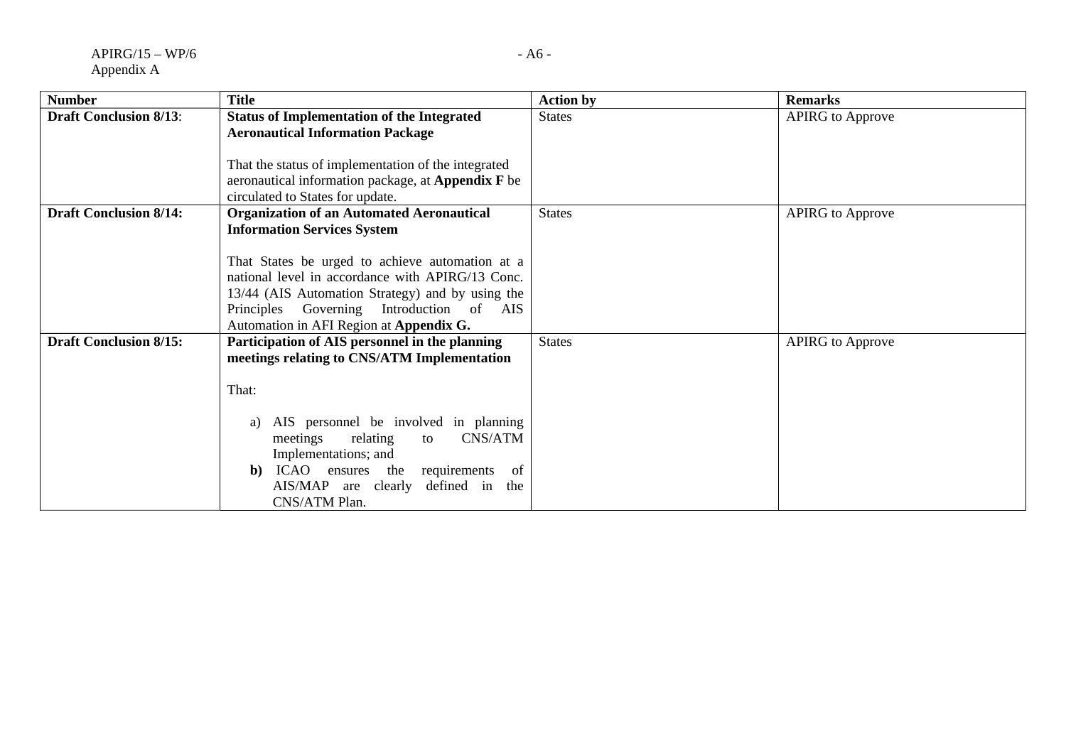| Number | Title | Action by | Remarks |
|---|---|---|---|
| **Draft Conclusion 8/13**: | **Status of Implementation of the Integrated Aeronautical Information Package**<br><br>That the status of implementation of the integrated aeronautical information package, at **Appendix F** be circulated to States for update. | States | APIRG to Approve |
| **Draft Conclusion 8/14:** | **Organization of an Automated Aeronautical Information Services System**<br><br>That States be urged to achieve automation at a national level in accordance with APIRG/13 Conc. 13/44 (AIS Automation Strategy) and by using the Principles Governing Introduction of AIS Automation in AFI Region at **Appendix G.** | States | APIRG to Approve |
| **Draft Conclusion 8/15:** | **Participation of AIS personnel in the planning meetings relating to CNS/ATM Implementation**<br><br>That:<br><br>a) AIS personnel be involved in planning meetings relating to CNS/ATM Implementations; and<br>**b)** ICAO ensures the requirements of AIS/MAP are clearly defined in the CNS/ATM Plan. | States | APIRG to Approve |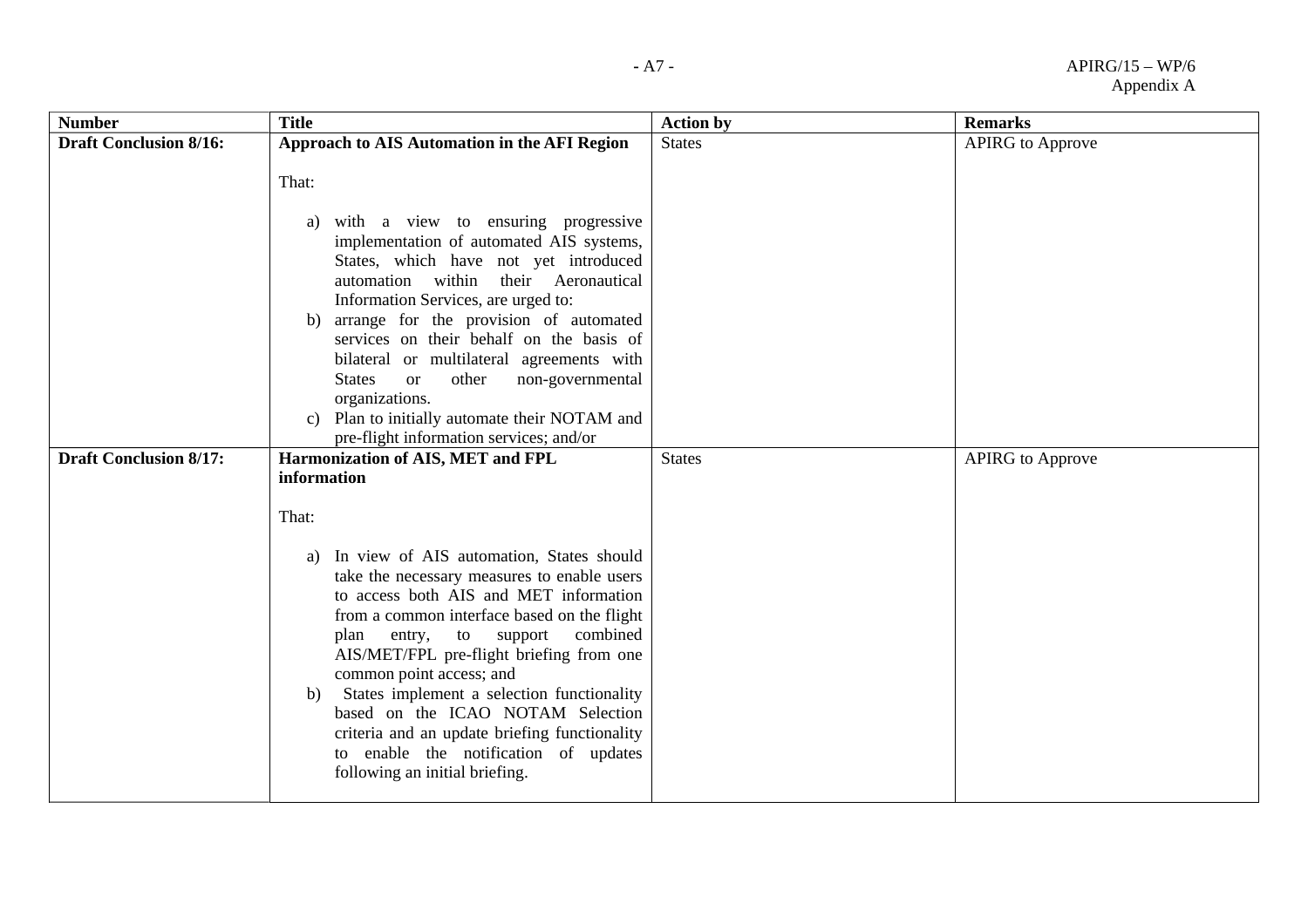| Number | Title | Action by | Remarks |
| --- | --- | --- | --- |
| **Draft Conclusion 8/16:** | **Approach to AIS Automation in the AFI Region**<br><br>That:<br><br>a) with a view to ensuring progressive implementation of automated AIS systems, States, which have not yet introduced automation within their Aeronautical Information Services, are urged to:<br>b) arrange for the provision of automated services on their behalf on the basis of bilateral or multilateral agreements with States or other non-governmental organizations.<br>c) Plan to initially automate their NOTAM and pre-flight information services; and/or | States | APIRG to Approve |
| **Draft Conclusion 8/17:** | **Harmonization of AIS, MET and FPL information**<br><br>That:<br><br>a) In view of AIS automation, States should take the necessary measures to enable users to access both AIS and MET information from a common interface based on the flight plan entry, to support combined AIS/MET/FPL pre-flight briefing from one common point access; and<br>b) States implement a selection functionality based on the ICAO NOTAM Selection criteria and an update briefing functionality to enable the notification of updates following an initial briefing. | States | APIRG to Approve |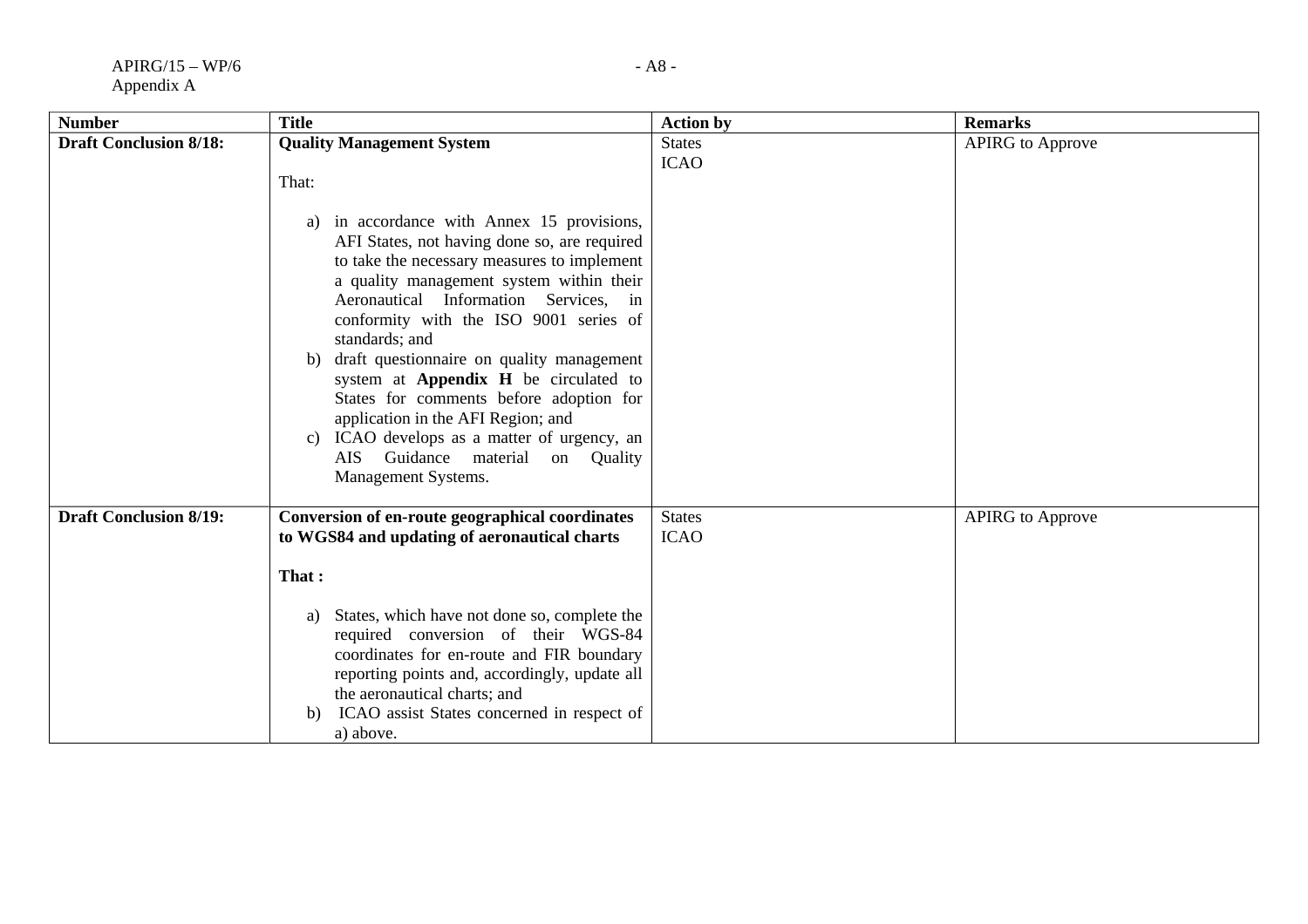| Number | Title | Action by | Remarks |
| --- | --- | --- | --- |
| **Draft Conclusion 8/18:** | **Quality Management System**<br><br>That:<br><br>a) in accordance with Annex 15 provisions, AFI States, not having done so, are required to take the necessary measures to implement a quality management system within their Aeronautical Information Services, in conformity with the ISO 9001 series of standards; and<br>b) draft questionnaire on quality management system at **Appendix H** be circulated to States for comments before adoption for application in the AFI Region; and<br>c) ICAO develops as a matter of urgency, an AIS Guidance material on Quality Management Systems. | States<br>ICAO | APIRG to Approve |
| **Draft Conclusion 8/19:** | **Conversion of en-route geographical coordinates to WGS84 and updating of aeronautical charts**<br><br>**That :**<br><br>a) States, which have not done so, complete the required conversion of their WGS-84 coordinates for en-route and FIR boundary reporting points and, accordingly, update all the aeronautical charts; and<br>b) ICAO assist States concerned in respect of a) above. | States<br>ICAO | APIRG to Approve |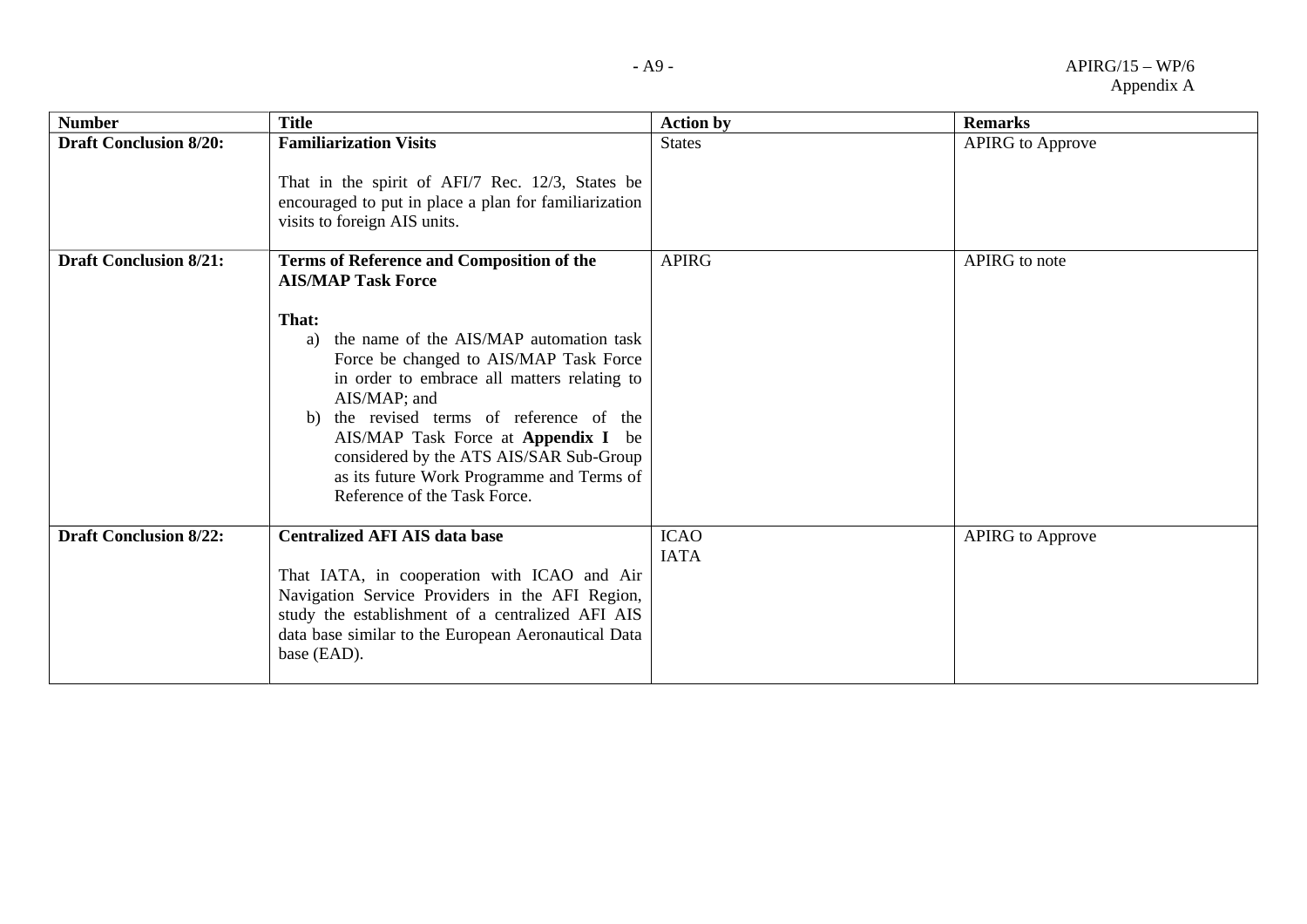| Number | Title | Action by | Remarks |
|---|---|---|---|
| **Draft Conclusion 8/20:** | **Familiarization Visits**<br><br>That in the spirit of AFI/7 Rec. 12/3, States be encouraged to put in place a plan for familiarization visits to foreign AIS units. | States | APIRG to Approve |
| **Draft Conclusion 8/21:** | **Terms of Reference and Composition of the AIS/MAP Task Force**<br><br>**That:**<br>a) the name of the AIS/MAP automation task Force be changed to AIS/MAP Task Force in order to embrace all matters relating to AIS/MAP; and<br>b) the revised terms of reference of the AIS/MAP Task Force at **Appendix I** be considered by the ATS AIS/SAR Sub-Group as its future Work Programme and Terms of Reference of the Task Force. | APIRG | APIRG to note |
| **Draft Conclusion 8/22:** | **Centralized AFI AIS data base**<br><br>That IATA, in cooperation with ICAO and Air Navigation Service Providers in the AFI Region, study the establishment of a centralized AFI AIS data base similar to the European Aeronautical Data base (EAD). | ICAO<br>IATA | APIRG to Approve |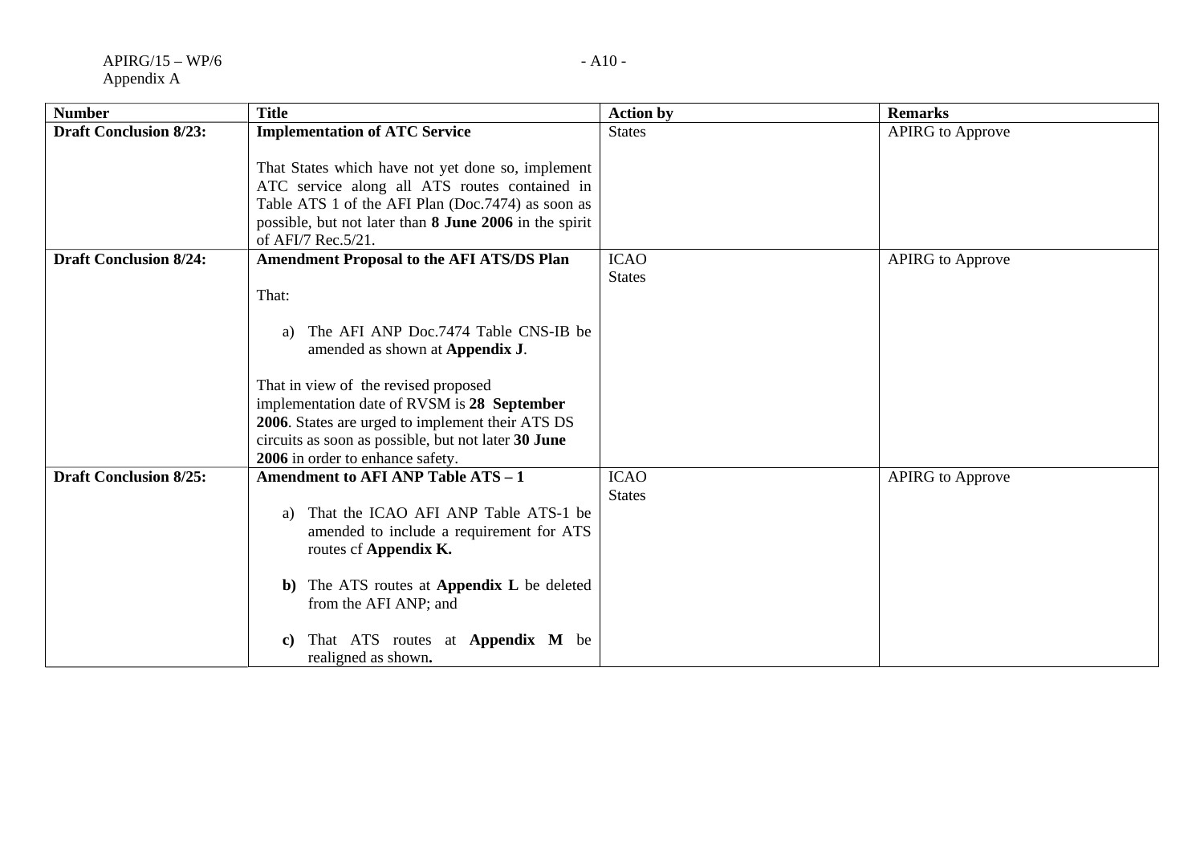| Number | Title | Action by | Remarks |
|---|---|---|---|
| **Draft Conclusion 8/23:** | **Implementation of ATC Service**<br><br>That States which have not yet done so, implement ATC service along all ATS routes contained in Table ATS 1 of the AFI Plan (Doc.7474) as soon as possible, but not later than **8 June 2006** in the spirit of AFI/7 Rec.5/21. | States | APIRG to Approve |
| **Draft Conclusion 8/24:** | **Amendment Proposal to the AFI ATS/DS Plan**<br><br>That:<br><br>a) The AFI ANP Doc.7474 Table CNS-IB be amended as shown at **Appendix J**.<br><br>That in view of the revised proposed implementation date of RVSM is **28 September 2006**. States are urged to implement their ATS DS circuits as soon as possible, but not later **30 June 2006** in order to enhance safety. | ICAO<br>States | APIRG to Approve |
| **Draft Conclusion 8/25:** | **Amendment to AFI ANP Table ATS – 1**<br><br>a) That the ICAO AFI ANP Table ATS-1 be amended to include a requirement for ATS routes cf **Appendix K.**<br><br>**b)** The ATS routes at **Appendix L** be deleted from the AFI ANP; and<br><br>**c)** That ATS routes at **Appendix M** be realigned as shown**.** | ICAO<br>States | APIRG to Approve |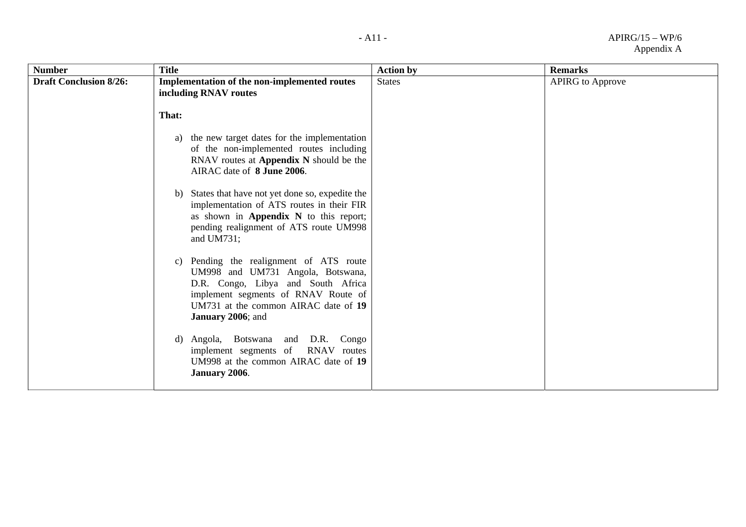| **Number** | **Title** | **Action by** | **Remarks** |
|---|---|---|---|
| **Draft Conclusion 8/26:** | **Implementation of the non-implemented routes including RNAV routes**<br><br>**That:**<br><br>a) the new target dates for the implementation of the non-implemented routes including RNAV routes at **Appendix N** should be the AIRAC date of **8 June 2006**.<br><br>b) States that have not yet done so, expedite the implementation of ATS routes in their FIR as shown in **Appendix N** to this report; pending realignment of ATS route UM998 and UM731;<br><br>c) Pending the realignment of ATS route UM998 and UM731 Angola, Botswana, D.R. Congo, Libya and South Africa implement segments of RNAV Route of UM731 at the common AIRAC date of **19 January 2006**; and<br><br>d) Angola, Botswana and D.R. Congo implement segments of RNAV routes UM998 at the common AIRAC date of **19 January 2006**. | States | APIRG to Approve |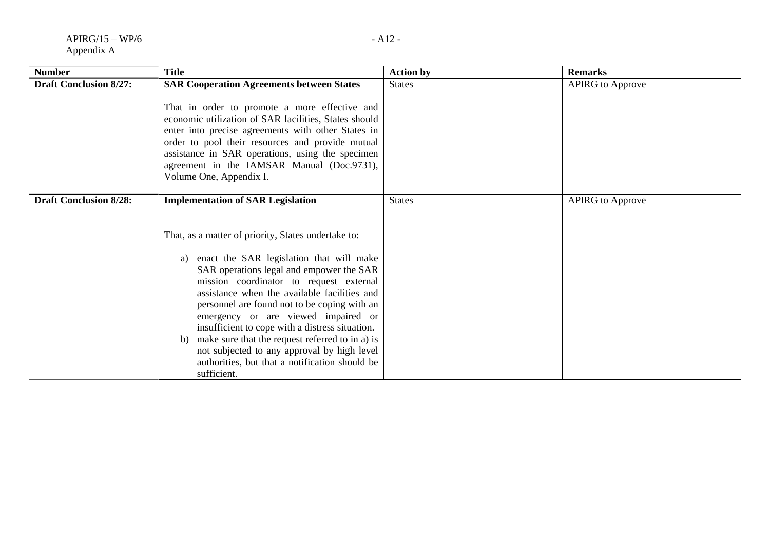| Number | Title | Action by | Remarks |
| --- | --- | --- | --- |
| **Draft Conclusion 8/27:** | **SAR Cooperation Agreements between States**<br><br>That in order to promote a more effective and economic utilization of SAR facilities, States should enter into precise agreements with other States in order to pool their resources and provide mutual assistance in SAR operations, using the specimen agreement in the IAMSAR Manual (Doc.9731), Volume One, Appendix I. | States | APIRG to Approve |
| **Draft Conclusion 8/28:** | **Implementation of SAR Legislation**<br><br>That, as a matter of priority, States undertake to:<br><br>a) enact the SAR legislation that will make SAR operations legal and empower the SAR mission coordinator to request external assistance when the available facilities and personnel are found not to be coping with an emergency or are viewed impaired or insufficient to cope with a distress situation.<br>b) make sure that the request referred to in a) is not subjected to any approval by high level authorities, but that a notification should be sufficient. | States | APIRG to Approve |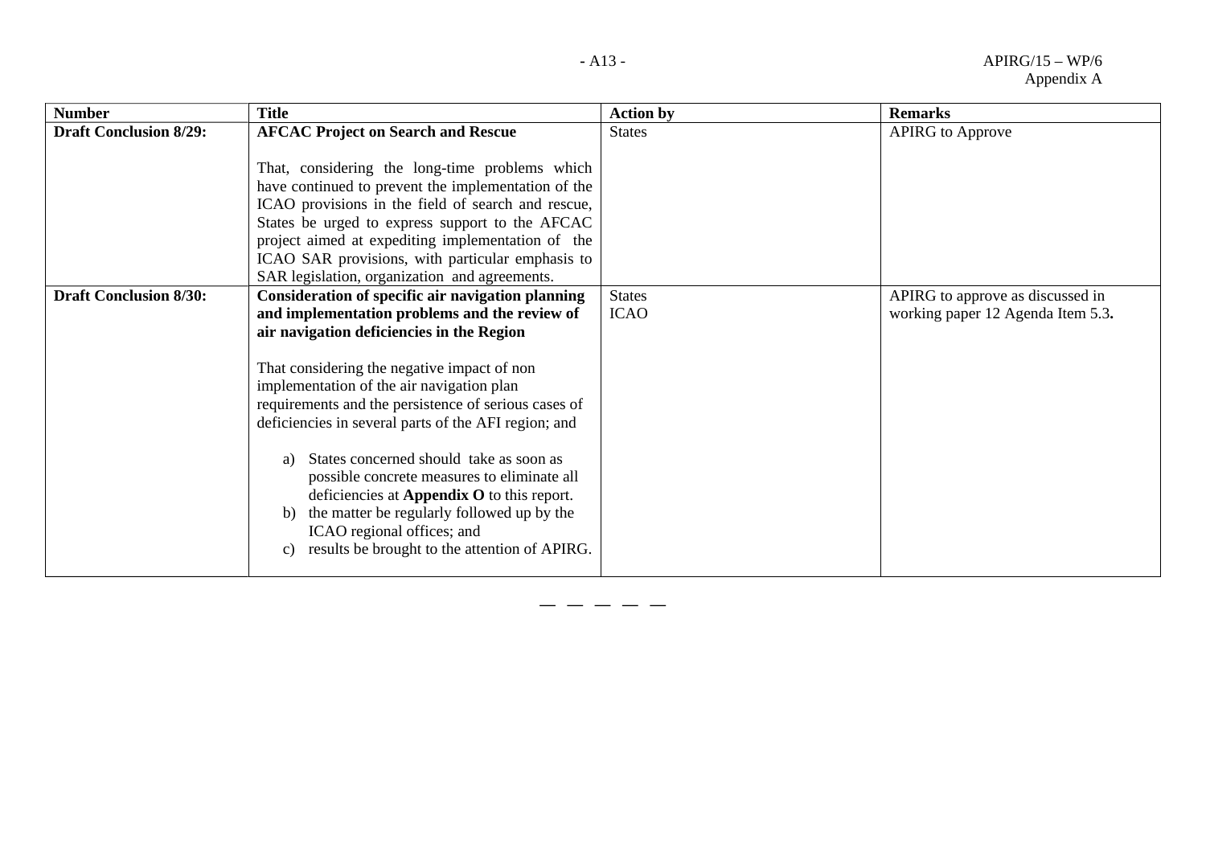| Number | Title | Action by | Remarks |
|---|---|---|---|
| **Draft Conclusion 8/29:** | **AFCAC Project on Search and Rescue**<br><br>That, considering the long-time problems which have continued to prevent the implementation of the ICAO provisions in the field of search and rescue, States be urged to express support to the AFCAC project aimed at expediting implementation of the ICAO SAR provisions, with particular emphasis to SAR legislation, organization and agreements. | States | APIRG to Approve |
| **Draft Conclusion 8/30:** | **Consideration of specific air navigation planning and implementation problems and the review of air navigation deficiencies in the Region**<br><br>That considering the negative impact of non implementation of the air navigation plan requirements and the persistence of serious cases of deficiencies in several parts of the AFI region; and<br><br>a) States concerned should take as soon as possible concrete measures to eliminate all deficiencies at **Appendix O** to this report.<br>b) the matter be regularly followed up by the ICAO regional offices; and<br>c) results be brought to the attention of APIRG. | States<br>ICAO | APIRG to approve as discussed in working paper 12 Agenda Item 5.3**.** |

— — — — —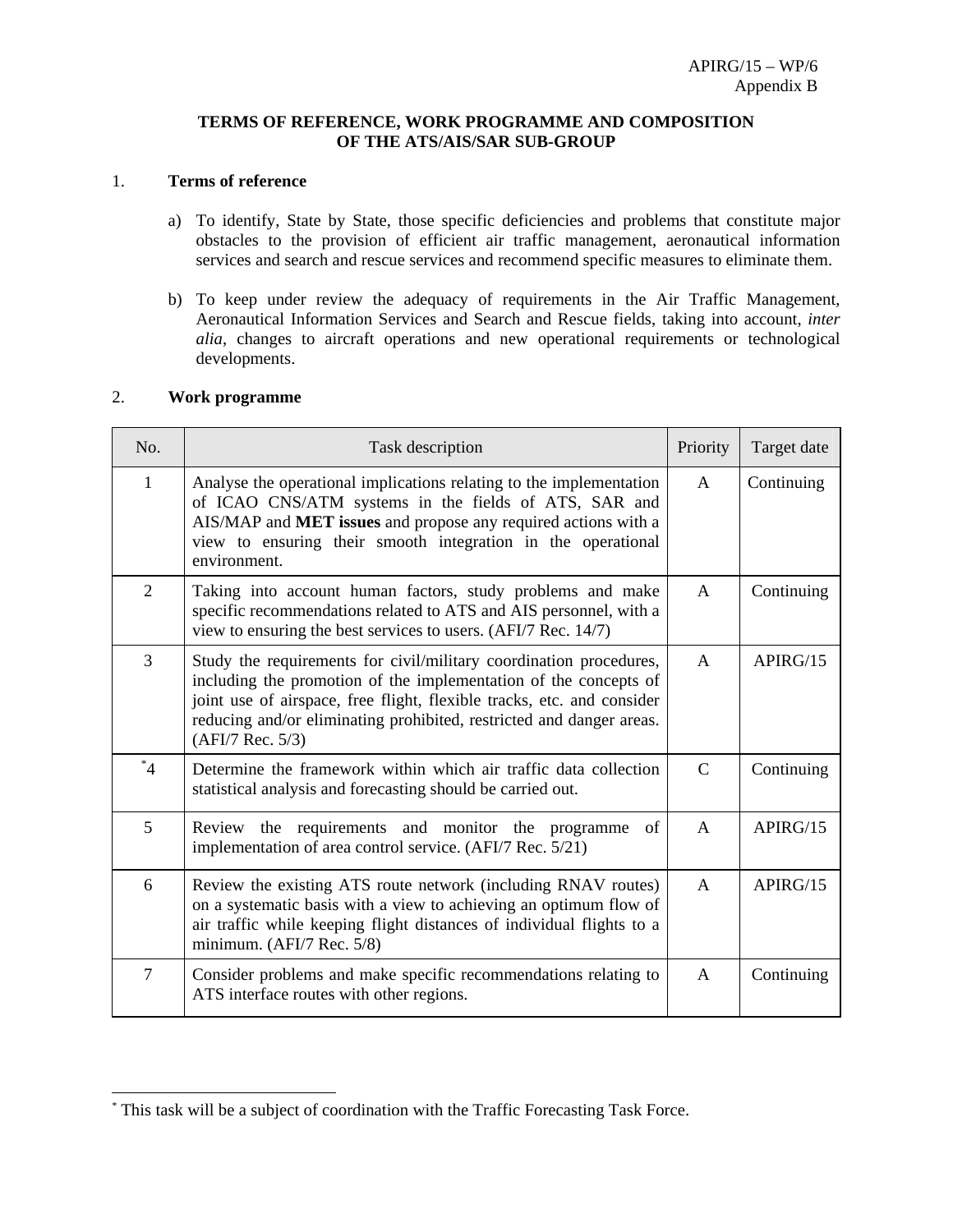APIRG/15 – WP/6
Appendix B

**TERMS OF REFERENCE, WORK PROGRAMME AND COMPOSITION OF THE ATS/AIS/SAR SUB-GROUP**

1. **Terms of reference**

a) To identify, State by State, those specific deficiencies and problems that constitute major obstacles to the provision of efficient air traffic management, aeronautical information services and search and rescue services and recommend specific measures to eliminate them.

b) To keep under review the adequacy of requirements in the Air Traffic Management, Aeronautical Information Services and Search and Rescue fields, taking into account, *inter alia*, changes to aircraft operations and new operational requirements or technological developments.

2. **Work programme**

| No. | Task description | Priority | Target date |
|---|---|---|---|
| 1 | Analyse the operational implications relating to the implementation of ICAO CNS/ATM systems in the fields of ATS, SAR and AIS/MAP and **MET issues** and propose any required actions with a view to ensuring their smooth integration in the operational environment. | A | Continuing |
| 2 | Taking into account human factors, study problems and make specific recommendations related to ATS and AIS personnel, with a view to ensuring the best services to users. (AFI/7 Rec. 14/7) | A | Continuing |
| 3 | Study the requirements for civil/military coordination procedures, including the promotion of the implementation of the concepts of joint use of airspace, free flight, flexible tracks, etc. and consider reducing and/or eliminating prohibited, restricted and danger areas. (AFI/7 Rec. 5/3) | A | APIRG/15 |
| [*]4 | Determine the framework within which air traffic data collection statistical analysis and forecasting should be carried out. | C | Continuing |
| 5 | Review the requirements and monitor the programme of implementation of area control service. (AFI/7 Rec. 5/21) | A | APIRG/15 |
| 6 | Review the existing ATS route network (including RNAV routes) on a systematic basis with a view to achieving an optimum flow of air traffic while keeping flight distances of individual flights to a minimum. (AFI/7 Rec. 5/8) | A | APIRG/15 |
| 7 | Consider problems and make specific recommendations relating to ATS interface routes with other regions. | A | Continuing |

[*] This task will be a subject of coordination with the Traffic Forecasting Task Force.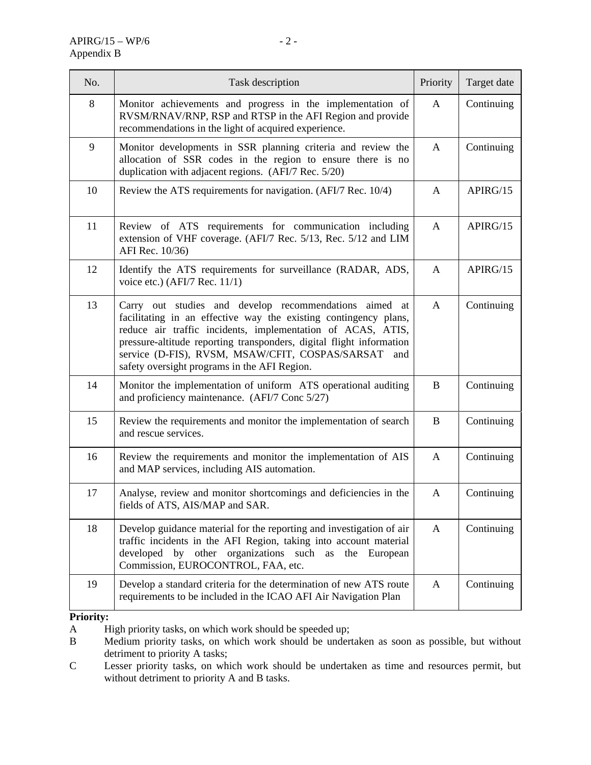| No. | Task description | Priority | Target date |
|---|---|---|---|
| 8 | Monitor achievements and progress in the implementation of RVSM/RNAV/RNP, RSP and RTSP in the AFI Region and provide recommendations in the light of acquired experience. | A | Continuing |
| 9 | Monitor developments in SSR planning criteria and review the allocation of SSR codes in the region to ensure there is no duplication with adjacent regions. (AFI/7 Rec. 5/20) | A | Continuing |
| 10 | Review the ATS requirements for navigation. (AFI/7 Rec. 10/4) | A | APIRG/15 |
| 11 | Review of ATS requirements for communication including extension of VHF coverage. (AFI/7 Rec. 5/13, Rec. 5/12 and LIM AFI Rec. 10/36) | A | APIRG/15 |
| 12 | Identify the ATS requirements for surveillance (RADAR, ADS, voice etc.) (AFI/7 Rec. 11/1) | A | APIRG/15 |
| 13 | Carry out studies and develop recommendations aimed at facilitating in an effective way the existing contingency plans, reduce air traffic incidents, implementation of ACAS, ATIS, pressure-altitude reporting transponders, digital flight information service (D-FIS), RVSM, MSAW/CFIT, COSPAS/SARSAT and safety oversight programs in the AFI Region. | A | Continuing |
| 14 | Monitor the implementation of uniform ATS operational auditing and proficiency maintenance. (AFI/7 Conc 5/27) | B | Continuing |
| 15 | Review the requirements and monitor the implementation of search and rescue services. | B | Continuing |
| 16 | Review the requirements and monitor the implementation of AIS and MAP services, including AIS automation. | A | Continuing |
| 17 | Analyse, review and monitor shortcomings and deficiencies in the fields of ATS, AIS/MAP and SAR. | A | Continuing |
| 18 | Develop guidance material for the reporting and investigation of air traffic incidents in the AFI Region, taking into account material developed by other organizations such as the European Commission, EUROCONTROL, FAA, etc. | A | Continuing |
| 19 | Develop a standard criteria for the determination of new ATS route requirements to be included in the ICAO AFI Air Navigation Plan | A | Continuing |

**Priority:**

A High priority tasks, on which work should be speeded up;

B Medium priority tasks, on which work should be undertaken as soon as possible, but without detriment to priority A tasks;

C Lesser priority tasks, on which work should be undertaken as time and resources permit, but without detriment to priority A and B tasks.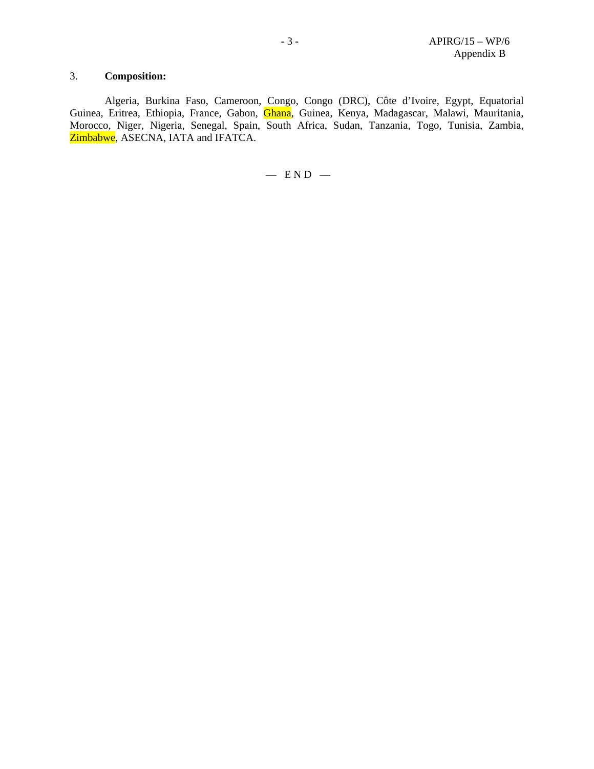3. **Composition:**

Algeria, Burkina Faso, Cameroon, Congo, Congo (DRC), Côte d'Ivoire, Egypt, Equatorial Guinea, Eritrea, Ethiopia, France, Gabon, Ghana, Guinea, Kenya, Madagascar, Malawi, Mauritania, Morocco, Niger, Nigeria, Senegal, Spain, South Africa, Sudan, Tanzania, Togo, Tunisia, Zambia, Zimbabwe, ASECNA, IATA and IFATCA.

— END —